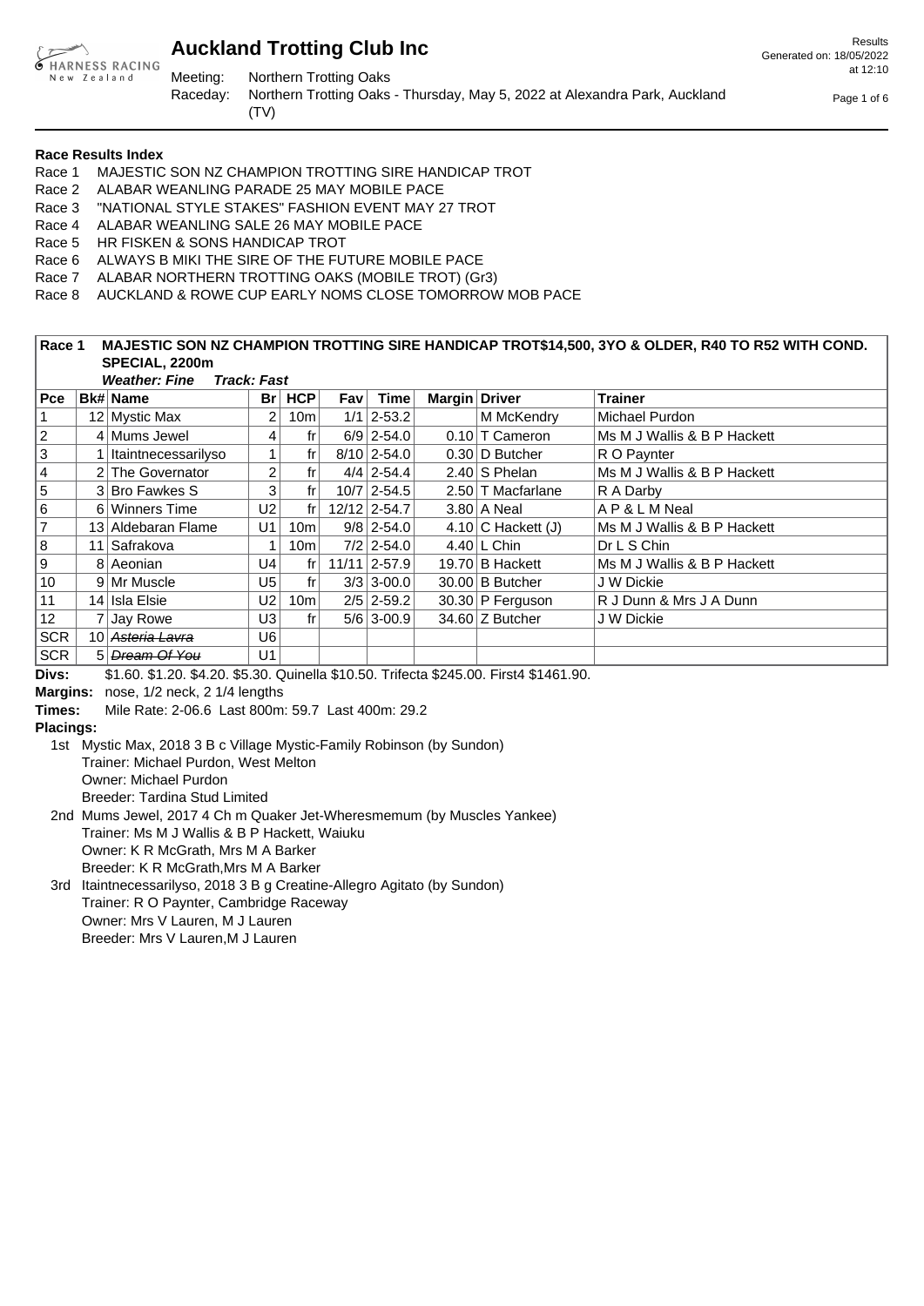# Auckland Trotting Club Inc

Meeting: Northern Trotting Oaks
Raceday: Northern Trotting Oaks - Thursday, May 5, 2022 at Alexandra Park, Auckland (TV)

Results
Generated on: 18/05/2022 at 12:10

### Race Results Index

- Race 1 MAJESTIC SON NZ CHAMPION TROTTING SIRE HANDICAP TROT
- Race 2 ALABAR WEANLING PARADE 25 MAY MOBILE PACE
- Race 3 "NATIONAL STYLE STAKES" FASHION EVENT MAY 27 TROT
- Race 4 ALABAR WEANLING SALE 26 MAY MOBILE PACE
- Race 5 HR FISKEN & SONS HANDICAP TROT
- Race 6 ALWAYS B MIKI THE SIRE OF THE FUTURE MOBILE PACE
- Race 7 ALABAR NORTHERN TROTTING OAKS (MOBILE TROT) (Gr3)
- Race 8 AUCKLAND & ROWE CUP EARLY NOMS CLOSE TOMORROW MOB PACE

### Race 1 MAJESTIC SON NZ CHAMPION TROTTING SIRE HANDICAP TROT$14,500, 3YO & OLDER, R40 TO R52 WITH COND. SPECIAL, 2200m

***Weather: Fine Track: Fast***

| Pce | Bk# | Name | Br | HCP | Fav | Time | Margin | Driver | Trainer |
|---|---|---|---|---|---|---|---|---|---|
| 1 | 12 | Mystic Max | 2 | 10m | 1/1 | 2-53.2 | | M McKendry | Michael Purdon |
| 2 | 4 | Mums Jewel | 4 | fr | 6/9 | 2-54.0 | 0.10 | T Cameron | Ms M J Wallis & B P Hackett |
| 3 | 1 | Itaintnecessarilyso | 1 | fr | 8/10 | 2-54.0 | 0.30 | D Butcher | R O Paynter |
| 4 | 2 | The Governator | 2 | fr | 4/4 | 2-54.4 | 2.40 | S Phelan | Ms M J Wallis & B P Hackett |
| 5 | 3 | Bro Fawkes S | 3 | fr | 10/7 | 2-54.5 | 2.50 | T Macfarlane | R A Darby |
| 6 | 6 | Winners Time | U2 | fr | 12/12 | 2-54.7 | 3.80 | A Neal | A P & L M Neal |
| 7 | 13 | Aldebaran Flame | U1 | 10m | 9/8 | 2-54.0 | 4.10 | C Hackett (J) | Ms M J Wallis & B P Hackett |
| 8 | 11 | Safrakova | 1 | 10m | 7/2 | 2-54.0 | 4.40 | L Chin | Dr L S Chin |
| 9 | 8 | Aeonian | U4 | fr | 11/11 | 2-57.9 | 19.70 | B Hackett | Ms M J Wallis & B P Hackett |
| 10 | 9 | Mr Muscle | U5 | fr | 3/3 | 3-00.0 | 30.00 | B Butcher | J W Dickie |
| 11 | 14 | Isla Elsie | U2 | 10m | 2/5 | 2-59.2 | 30.30 | P Ferguson | R J Dunn & Mrs J A Dunn |
| 12 | 7 | Jay Rowe | U3 | fr | 5/6 | 3-00.9 | 34.60 | Z Butcher | J W Dickie |
| SCR | 10 | ~~Asteria Lavra~~ | U6 | | | | | | |
| SCR | 5 | ~~Dream Of You~~ | U1 | | | | | | |

**Divs:** $1.60. $1.20. $4.20. $5.30. Quinella $10.50. Trifecta $245.00. First4 $1461.90.

**Margins:** nose, 1/2 neck, 2 1/4 lengths

**Times:** Mile Rate: 2-06.6 Last 800m: 59.7 Last 400m: 29.2

**Placings:**

1st Mystic Max, 2018 3 B c Village Mystic-Family Robinson (by Sundon)
Trainer: Michael Purdon, West Melton
Owner: Michael Purdon
Breeder: Tardina Stud Limited

2nd Mums Jewel, 2017 4 Ch m Quaker Jet-Wheresmemum (by Muscles Yankee)
Trainer: Ms M J Wallis & B P Hackett, Waiuku
Owner: K R McGrath, Mrs M A Barker
Breeder: K R McGrath,Mrs M A Barker

3rd Itaintnecessarilyso, 2018 3 B g Creatine-Allegro Agitato (by Sundon)
Trainer: R O Paynter, Cambridge Raceway
Owner: Mrs V Lauren, M J Lauren
Breeder: Mrs V Lauren,M J Lauren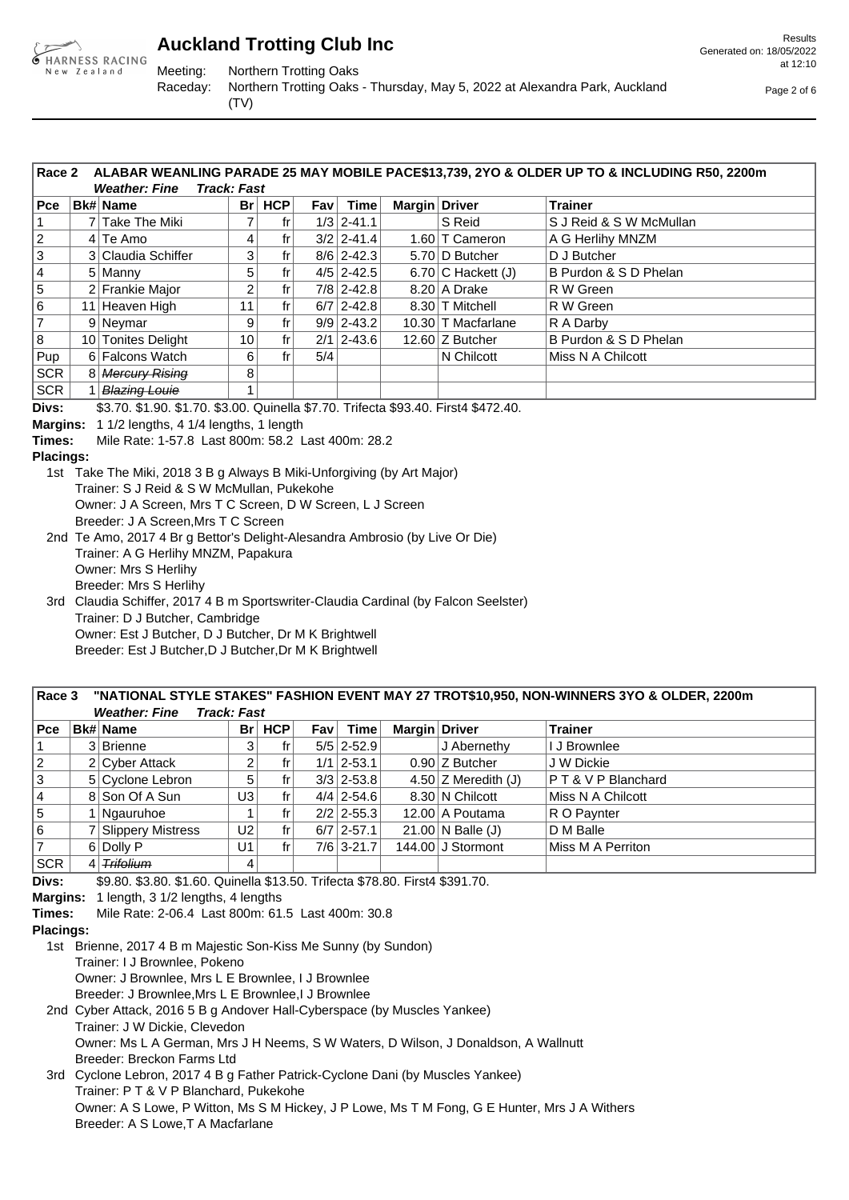# Auckland Trotting Club Inc

Meeting: Northern Trotting Oaks
Raceday: Northern Trotting Oaks - Thursday, May 5, 2022 at Alexandra Park, Auckland (TV)

Results
Generated on: 18/05/2022 at 12:10

## Race 2 ALABAR WEANLING PARADE 25 MAY MOBILE PACE$13,739, 2YO & OLDER UP TO & INCLUDING R50, 2200m

***Weather: Fine Track: Fast***

| Pce | Bk# | Name | Br | HCP | Fav | Time | Margin | Driver | Trainer |
|---|---|---|---|---|---|---|---|---|---|
| 1 | 7 | Take The Miki | 7 | fr | 1/3 | 2-41.1 | | S Reid | S J Reid & S W McMullan |
| 2 | 4 | Te Amo | 4 | fr | 3/2 | 2-41.4 | 1.60 | T Cameron | A G Herlihy MNZM |
| 3 | 3 | Claudia Schiffer | 3 | fr | 8/6 | 2-42.3 | 5.70 | D Butcher | D J Butcher |
| 4 | 5 | Manny | 5 | fr | 4/5 | 2-42.5 | 6.70 | C Hackett (J) | B Purdon & S D Phelan |
| 5 | 2 | Frankie Major | 2 | fr | 7/8 | 2-42.8 | 8.20 | A Drake | R W Green |
| 6 | 11 | Heaven High | 11 | fr | 6/7 | 2-42.8 | 8.30 | T Mitchell | R W Green |
| 7 | 9 | Neymar | 9 | fr | 9/9 | 2-43.2 | 10.30 | T Macfarlane | R A Darby |
| 8 | 10 | Tonites Delight | 10 | fr | 2/1 | 2-43.6 | 12.60 | Z Butcher | B Purdon & S D Phelan |
| Pup | 6 | Falcons Watch | 6 | fr | 5/4 | | | N Chilcott | Miss N A Chilcott |
| SCR | 8 | ~~Mercury Rising~~ | 8 | | | | | | |
| SCR | 1 | ~~Blazing Louie~~ | 1 | | | | | | |

**Divs:** $3.70. $1.90. $1.70. $3.00. Quinella $7.70. Trifecta $93.40. First4 $472.40.

**Margins:** 1 1/2 lengths, 4 1/4 lengths, 1 length

**Times:** Mile Rate: 1-57.8 Last 800m: 58.2 Last 400m: 28.2

**Placings:**

1st Take The Miki, 2018 3 B g Always B Miki-Unforgiving (by Art Major)
Trainer: S J Reid & S W McMullan, Pukekohe
Owner: J A Screen, Mrs T C Screen, D W Screen, L J Screen
Breeder: J A Screen,Mrs T C Screen

2nd Te Amo, 2017 4 Br g Bettor's Delight-Alesandra Ambrosio (by Live Or Die)
Trainer: A G Herlihy MNZM, Papakura
Owner: Mrs S Herlihy
Breeder: Mrs S Herlihy

3rd Claudia Schiffer, 2017 4 B m Sportswriter-Claudia Cardinal (by Falcon Seelster)
Trainer: D J Butcher, Cambridge
Owner: Est J Butcher, D J Butcher, Dr M K Brightwell
Breeder: Est J Butcher,D J Butcher,Dr M K Brightwell

## Race 3 "NATIONAL STYLE STAKES" FASHION EVENT MAY 27 TROT$10,950, NON-WINNERS 3YO & OLDER, 2200m

***Weather: Fine Track: Fast***

| Pce | Bk# | Name | Br | HCP | Fav | Time | Margin | Driver | Trainer |
|---|---|---|---|---|---|---|---|---|---|
| 1 | 3 | Brienne | 3 | fr | 5/5 | 2-52.9 | | J Abernethy | I J Brownlee |
| 2 | 2 | Cyber Attack | 2 | fr | 1/1 | 2-53.1 | 0.90 | Z Butcher | J W Dickie |
| 3 | 5 | Cyclone Lebron | 5 | fr | 3/3 | 2-53.8 | 4.50 | Z Meredith (J) | P T & V P Blanchard |
| 4 | 8 | Son Of A Sun | U3 | fr | 4/4 | 2-54.6 | 8.30 | N Chilcott | Miss N A Chilcott |
| 5 | 1 | Ngauruhoe | 1 | fr | 2/2 | 2-55.3 | 12.00 | A Poutama | R O Paynter |
| 6 | 7 | Slippery Mistress | U2 | fr | 6/7 | 2-57.1 | 21.00 | N Balle (J) | D M Balle |
| 7 | 6 | Dolly P | U1 | fr | 7/6 | 3-21.7 | 144.00 | J Stormont | Miss M A Perriton |
| SCR | 4 | ~~Trifolium~~ | 4 | | | | | | |

**Divs:** $9.80. $3.80. $1.60. Quinella $13.50. Trifecta $78.80. First4 $391.70.

**Margins:** 1 length, 3 1/2 lengths, 4 lengths

**Times:** Mile Rate: 2-06.4 Last 800m: 61.5 Last 400m: 30.8

**Placings:**

1st Brienne, 2017 4 B m Majestic Son-Kiss Me Sunny (by Sundon)
Trainer: I J Brownlee, Pokeno
Owner: J Brownlee, Mrs L E Brownlee, I J Brownlee
Breeder: J Brownlee,Mrs L E Brownlee,I J Brownlee

2nd Cyber Attack, 2016 5 B g Andover Hall-Cyberspace (by Muscles Yankee)
Trainer: J W Dickie, Clevedon
Owner: Ms L A German, Mrs J H Neems, S W Waters, D Wilson, J Donaldson, A Wallnutt
Breeder: Breckon Farms Ltd

3rd Cyclone Lebron, 2017 4 B g Father Patrick-Cyclone Dani (by Muscles Yankee)
Trainer: P T & V P Blanchard, Pukekohe
Owner: A S Lowe, P Witton, Ms S M Hickey, J P Lowe, Ms T M Fong, G E Hunter, Mrs J A Withers
Breeder: A S Lowe,T A Macfarlane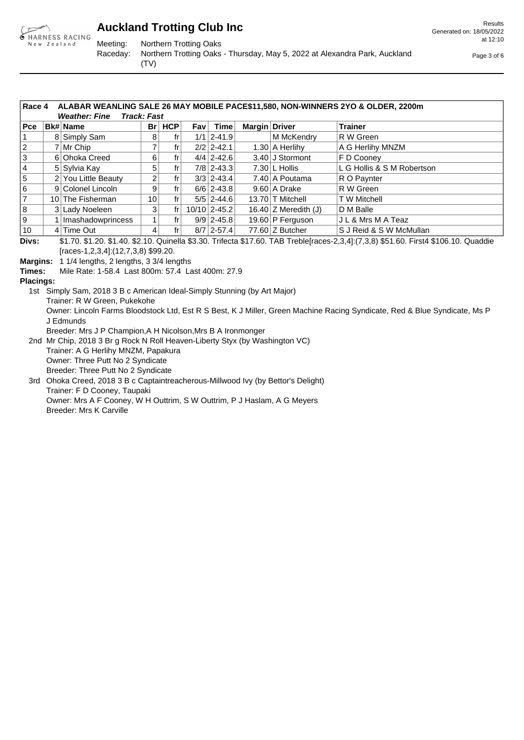# Auckland Trotting Club Inc

Meeting: Northern Trotting Oaks
Raceday: Northern Trotting Oaks - Thursday, May 5, 2022 at Alexandra Park, Auckland (TV)

## Race 4 ALABAR WEANLING SALE 26 MAY MOBILE PACE$11,580, NON-WINNERS 2YO & OLDER, 2200m

***Weather: Fine Track: Fast***

| Pce | Bk# | Name | Br | HCP | Fav | Time | Margin | Driver | Trainer |
|---|---|---|---|---|---|---|---|---|---|
| 1 | 8 | Simply Sam | 8 | fr | 1/1 | 2-41.9 | | M McKendry | R W Green |
| 2 | 7 | Mr Chip | 7 | fr | 2/2 | 2-42.1 | 1.30 | A Herlihy | A G Herlihy MNZM |
| 3 | 6 | Ohoka Creed | 6 | fr | 4/4 | 2-42.6 | 3.40 | J Stormont | F D Cooney |
| 4 | 5 | Sylvia Kay | 5 | fr | 7/8 | 2-43.3 | 7.30 | L Hollis | L G Hollis & S M Robertson |
| 5 | 2 | You Little Beauty | 2 | fr | 3/3 | 2-43.4 | 7.40 | A Poutama | R O Paynter |
| 6 | 9 | Colonel Lincoln | 9 | fr | 6/6 | 2-43.8 | 9.60 | A Drake | R W Green |
| 7 | 10 | The Fisherman | 10 | fr | 5/5 | 2-44.6 | 13.70 | T Mitchell | T W Mitchell |
| 8 | 3 | Lady Noeleen | 3 | fr | 10/10 | 2-45.2 | 16.40 | Z Meredith (J) | D M Balle |
| 9 | 1 | Imashadowprincess | 1 | fr | 9/9 | 2-45.8 | 19.60 | P Ferguson | J L & Mrs M A Teaz |
| 10 | 4 | Time Out | 4 | fr | 8/7 | 2-57.4 | 77.60 | Z Butcher | S J Reid & S W McMullan |

**Divs:** $1.70. $1.20. $1.40. $2.10. Quinella $3.30. Trifecta $17.60. TAB Treble[races-2,3,4]:(7,3,8) $51.60. First4 $106.10. Quaddie [races-1,2,3,4]:(12,7,3,8) $99.20.

**Margins:** 1 1/4 lengths, 2 lengths, 3 3/4 lengths

**Times:** Mile Rate: 1-58.4 Last 800m: 57.4 Last 400m: 27.9

**Placings:**

1st Simply Sam, 2018 3 B c American Ideal-Simply Stunning (by Art Major)
Trainer: R W Green, Pukekohe
Owner: Lincoln Farms Bloodstock Ltd, Est R S Best, K J Miller, Green Machine Racing Syndicate, Red & Blue Syndicate, Ms P J Edmunds
Breeder: Mrs J P Champion,A H Nicolson,Mrs B A Ironmonger

2nd Mr Chip, 2018 3 Br g Rock N Roll Heaven-Liberty Styx (by Washington VC)
Trainer: A G Herlihy MNZM, Papakura
Owner: Three Putt No 2 Syndicate
Breeder: Three Putt No 2 Syndicate

3rd Ohoka Creed, 2018 3 B c Captaintreacherous-Millwood Ivy (by Bettor's Delight)
Trainer: F D Cooney, Taupaki
Owner: Mrs A F Cooney, W H Outtrim, S W Outtrim, P J Haslam, A G Meyers
Breeder: Mrs K Carville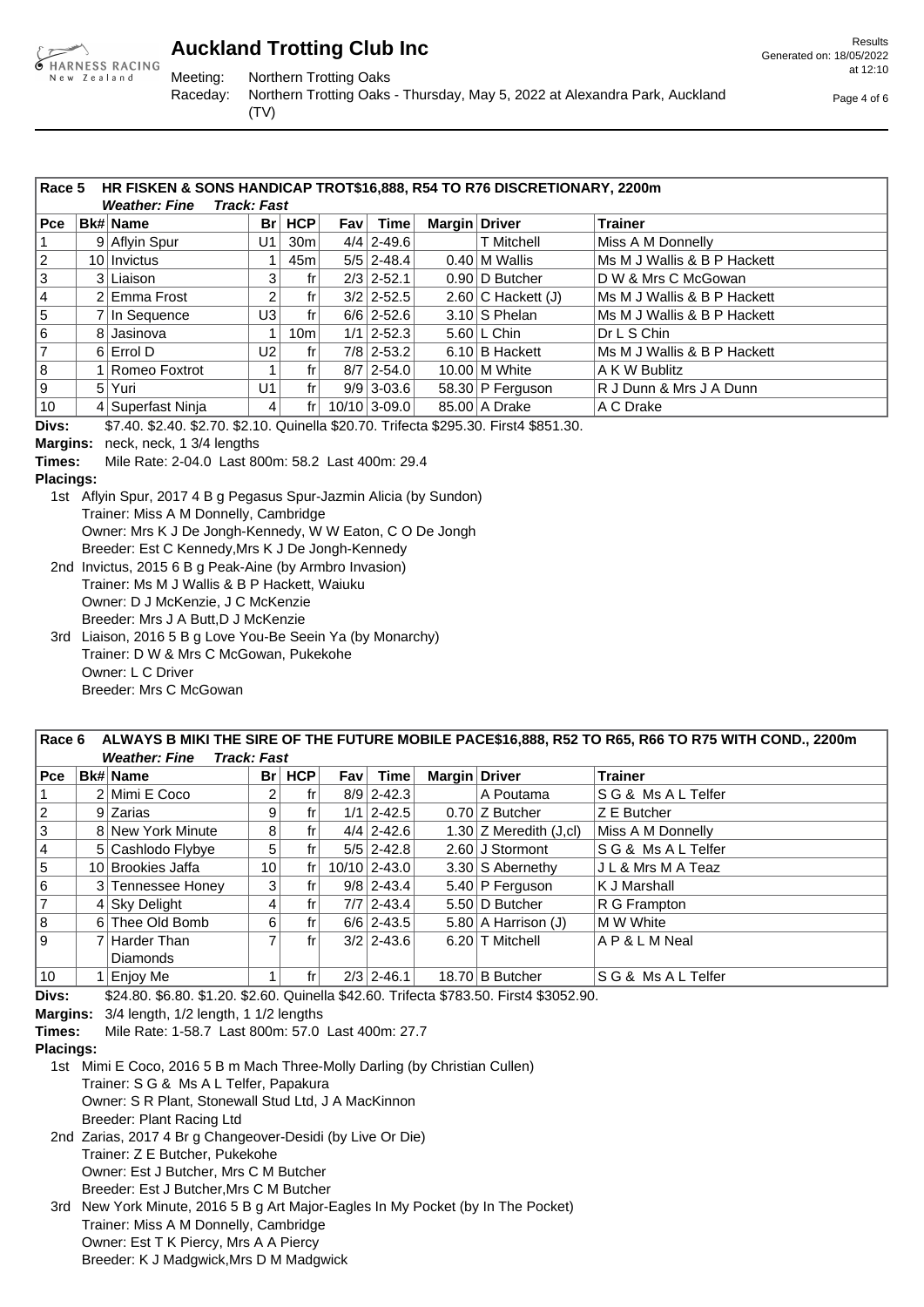# Auckland Trotting Club Inc

Meeting: Northern Trotting Oaks
Raceday: Northern Trotting Oaks - Thursday, May 5, 2022 at Alexandra Park, Auckland (TV)

Results
Generated on: 18/05/2022 at 12:10

## Race 5 HR FISKEN & SONS HANDICAP TROT$16,888, R54 TO R76 DISCRETIONARY, 2200m

***Weather: Fine Track: Fast***

| Pce | Bk# | Name | Br | HCP | Fav | Time | Margin | Driver | Trainer |
|---|---|---|---|---|---|---|---|---|---|
| 1 | 9 | Aflyin Spur | U1 | 30m | 4/4 | 2-49.6 | | T Mitchell | Miss A M Donnelly |
| 2 | 10 | Invictus | 1 | 45m | 5/5 | 2-48.4 | 0.40 | M Wallis | Ms M J Wallis & B P Hackett |
| 3 | 3 | Liaison | 3 | fr | 2/3 | 2-52.1 | 0.90 | D Butcher | D W & Mrs C McGowan |
| 4 | 2 | Emma Frost | 2 | fr | 3/2 | 2-52.5 | 2.60 | C Hackett (J) | Ms M J Wallis & B P Hackett |
| 5 | 7 | In Sequence | U3 | fr | 6/6 | 2-52.6 | 3.10 | S Phelan | Ms M J Wallis & B P Hackett |
| 6 | 8 | Jasinova | 1 | 10m | 1/1 | 2-52.3 | 5.60 | L Chin | Dr L S Chin |
| 7 | 6 | Errol D | U2 | fr | 7/8 | 2-53.2 | 6.10 | B Hackett | Ms M J Wallis & B P Hackett |
| 8 | 1 | Romeo Foxtrot | 1 | fr | 8/7 | 2-54.0 | 10.00 | M White | A K W Bublitz |
| 9 | 5 | Yuri | U1 | fr | 9/9 | 3-03.6 | 58.30 | P Ferguson | R J Dunn & Mrs J A Dunn |
| 10 | 4 | Superfast Ninja | 4 | fr | 10/10 | 3-09.0 | 85.00 | A Drake | A C Drake |

**Divs:** $7.40. $2.40. $2.70. $2.10. Quinella $20.70. Trifecta $295.30. First4 $851.30.

**Margins:** neck, neck, 1 3/4 lengths

**Times:** Mile Rate: 2-04.0 Last 800m: 58.2 Last 400m: 29.4

**Placings:**

1st Aflyin Spur, 2017 4 B g Pegasus Spur-Jazmin Alicia (by Sundon)
Trainer: Miss A M Donnelly, Cambridge
Owner: Mrs K J De Jongh-Kennedy, W W Eaton, C O De Jongh
Breeder: Est C Kennedy,Mrs K J De Jongh-Kennedy

2nd Invictus, 2015 6 B g Peak-Aine (by Armbro Invasion)
Trainer: Ms M J Wallis & B P Hackett, Waiuku
Owner: D J McKenzie, J C McKenzie
Breeder: Mrs J A Butt,D J McKenzie

3rd Liaison, 2016 5 B g Love You-Be Seein Ya (by Monarchy)
Trainer: D W & Mrs C McGowan, Pukekohe
Owner: L C Driver
Breeder: Mrs C McGowan

## Race 6 ALWAYS B MIKI THE SIRE OF THE FUTURE MOBILE PACE$16,888, R52 TO R65, R66 TO R75 WITH COND., 2200m

***Weather: Fine Track: Fast***

| Pce | Bk# | Name | Br | HCP | Fav | Time | Margin | Driver | Trainer |
|---|---|---|---|---|---|---|---|---|---|
| 1 | 2 | Mimi E Coco | 2 | fr | 8/9 | 2-42.3 | | A Poutama | S G & Ms A L Telfer |
| 2 | 9 | Zarias | 9 | fr | 1/1 | 2-42.5 | 0.70 | Z Butcher | Z E Butcher |
| 3 | 8 | New York Minute | 8 | fr | 4/4 | 2-42.6 | 1.30 | Z Meredith (J,cl) | Miss A M Donnelly |
| 4 | 5 | Cashlodo Flybye | 5 | fr | 5/5 | 2-42.8 | 2.60 | J Stormont | S G & Ms A L Telfer |
| 5 | 10 | Brookies Jaffa | 10 | fr | 10/10 | 2-43.0 | 3.30 | S Abernethy | J L & Mrs M A Teaz |
| 6 | 3 | Tennessee Honey | 3 | fr | 9/8 | 2-43.4 | 5.40 | P Ferguson | K J Marshall |
| 7 | 4 | Sky Delight | 4 | fr | 7/7 | 2-43.4 | 5.50 | D Butcher | R G Frampton |
| 8 | 6 | Thee Old Bomb | 6 | fr | 6/6 | 2-43.5 | 5.80 | A Harrison (J) | M W White |
| 9 | 7 | Harder Than Diamonds | 7 | fr | 3/2 | 2-43.6 | 6.20 | T Mitchell | A P & L M Neal |
| 10 | 1 | Enjoy Me | 1 | fr | 2/3 | 2-46.1 | 18.70 | B Butcher | S G & Ms A L Telfer |

**Divs:** $24.80. $6.80. $1.20. $2.60. Quinella $42.60. Trifecta $783.50. First4 $3052.90.

**Margins:** 3/4 length, 1/2 length, 1 1/2 lengths

**Times:** Mile Rate: 1-58.7 Last 800m: 57.0 Last 400m: 27.7

**Placings:**

1st Mimi E Coco, 2016 5 B m Mach Three-Molly Darling (by Christian Cullen)
Trainer: S G & Ms A L Telfer, Papakura
Owner: S R Plant, Stonewall Stud Ltd, J A MacKinnon
Breeder: Plant Racing Ltd

2nd Zarias, 2017 4 Br g Changeover-Desidi (by Live Or Die)
Trainer: Z E Butcher, Pukekohe
Owner: Est J Butcher, Mrs C M Butcher
Breeder: Est J Butcher,Mrs C M Butcher

3rd New York Minute, 2016 5 B g Art Major-Eagles In My Pocket (by In The Pocket)
Trainer: Miss A M Donnelly, Cambridge
Owner: Est T K Piercy, Mrs A A Piercy
Breeder: K J Madgwick,Mrs D M Madgwick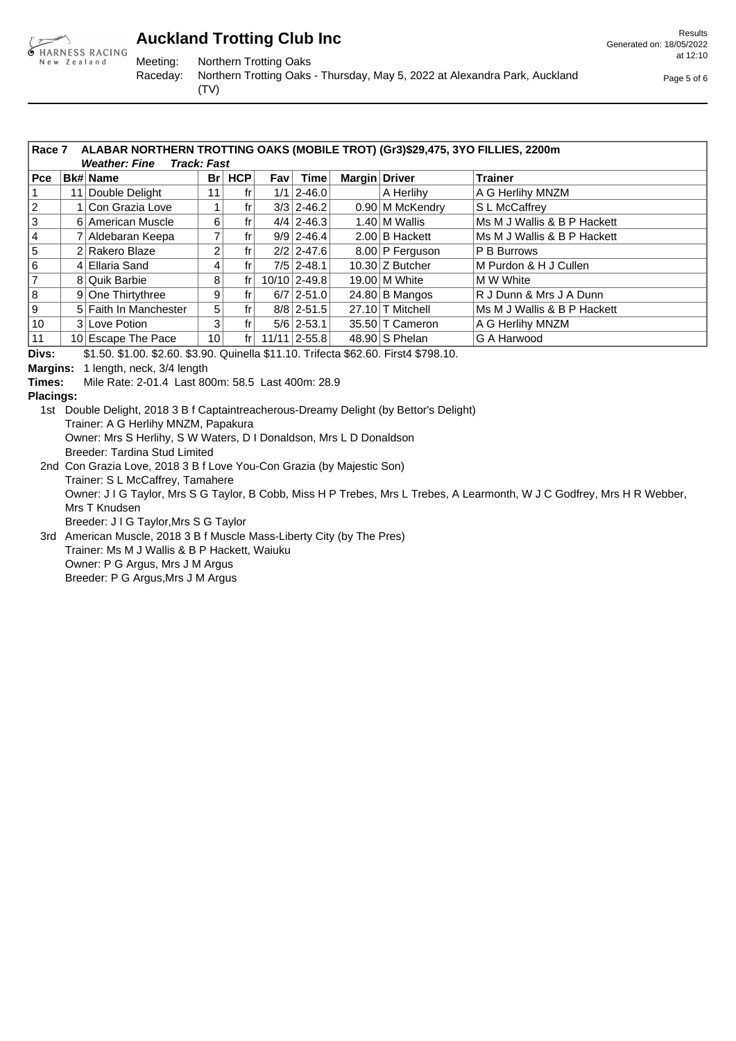**Race 7 ALABAR NORTHERN TROTTING OAKS (MOBILE TROT) (Gr3)$29,475, 3YO FILLIES, 2200m**

***Weather: Fine Track: Fast***

| Pce | Bk# | Name | Br | HCP | Fav | Time | Margin | Driver | Trainer |
|---|---|---|---|---|---|---|---|---|---|
| 1 | 11 | Double Delight | 11 | fr | 1/1 | 2-46.0 | | A Herlihy | A G Herlihy MNZM |
| 2 | 1 | Con Grazia Love | 1 | fr | 3/3 | 2-46.2 | 0.90 | M McKendry | S L McCaffrey |
| 3 | 6 | American Muscle | 6 | fr | 4/4 | 2-46.3 | 1.40 | M Wallis | Ms M J Wallis & B P Hackett |
| 4 | 7 | Aldebaran Keepa | 7 | fr | 9/9 | 2-46.4 | 2.00 | B Hackett | Ms M J Wallis & B P Hackett |
| 5 | 2 | Rakero Blaze | 2 | fr | 2/2 | 2-47.6 | 8.00 | P Ferguson | P B Burrows |
| 6 | 4 | Ellaria Sand | 4 | fr | 7/5 | 2-48.1 | 10.30 | Z Butcher | M Purdon & H J Cullen |
| 7 | 8 | Quik Barbie | 8 | fr | 10/10 | 2-49.8 | 19.00 | M White | M W White |
| 8 | 9 | One Thirtythree | 9 | fr | 6/7 | 2-51.0 | 24.80 | B Mangos | R J Dunn & Mrs J A Dunn |
| 9 | 5 | Faith In Manchester | 5 | fr | 8/8 | 2-51.5 | 27.10 | T Mitchell | Ms M J Wallis & B P Hackett |
| 10 | 3 | Love Potion | 3 | fr | 5/6 | 2-53.1 | 35.50 | T Cameron | A G Herlihy MNZM |
| 11 | 10 | Escape The Pace | 10 | fr | 11/11 | 2-55.8 | 48.90 | S Phelan | G A Harwood |

**Divs:** $1.50. $1.00. $2.60. $3.90. Quinella $11.10. Trifecta $62.60. First4 $798.10.

**Margins:** 1 length, neck, 3/4 length

**Times:** Mile Rate: 2-01.4 Last 800m: 58.5 Last 400m: 28.9

**Placings:**

1st Double Delight, 2018 3 B f Captaintreacherous-Dreamy Delight (by Bettor's Delight)
Trainer: A G Herlihy MNZM, Papakura
Owner: Mrs S Herlihy, S W Waters, D I Donaldson, Mrs L D Donaldson
Breeder: Tardina Stud Limited

2nd Con Grazia Love, 2018 3 B f Love You-Con Grazia (by Majestic Son)
Trainer: S L McCaffrey, Tamahere
Owner: J I G Taylor, Mrs S G Taylor, B Cobb, Miss H P Trebes, Mrs L Trebes, A Learmonth, W J C Godfrey, Mrs H R Webber, Mrs T Knudsen
Breeder: J I G Taylor,Mrs S G Taylor

3rd American Muscle, 2018 3 B f Muscle Mass-Liberty City (by The Pres)
Trainer: Ms M J Wallis & B P Hackett, Waiuku
Owner: P G Argus, Mrs J M Argus
Breeder: P G Argus,Mrs J M Argus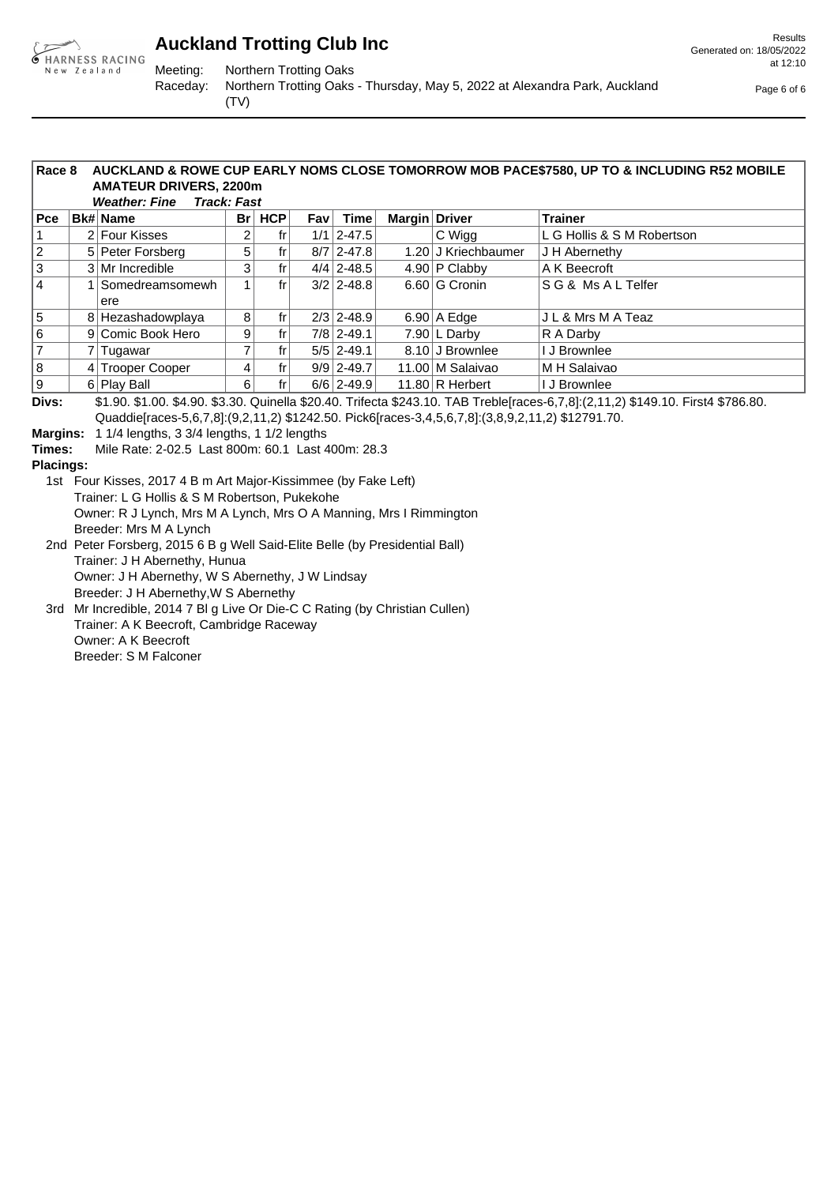**Race 8 AUCKLAND & ROWE CUP EARLY NOMS CLOSE TOMORROW MOB PACE$7580, UP TO & INCLUDING R52 MOBILE AMATEUR DRIVERS, 2200m**

***Weather: Fine Track: Fast***

| Pce | Bk# | Name | Br | HCP | Fav | Time | Margin | Driver | Trainer |
|---|---|---|---|---|---|---|---|---|---|
| 1 | 2 | Four Kisses | 2 | fr | 1/1 | 2-47.5 | | C Wigg | L G Hollis & S M Robertson |
| 2 | 5 | Peter Forsberg | 5 | fr | 8/7 | 2-47.8 | 1.20 | J Kriechbaumer | J H Abernethy |
| 3 | 3 | Mr Incredible | 3 | fr | 4/4 | 2-48.5 | 4.90 | P Clabby | A K Beecroft |
| 4 | 1 | Somedreamsomewhere | 1 | fr | 3/2 | 2-48.8 | 6.60 | G Cronin | S G & Ms A L Telfer |
| 5 | 8 | Hezashadowplaya | 8 | fr | 2/3 | 2-48.9 | 6.90 | A Edge | J L & Mrs M A Teaz |
| 6 | 9 | Comic Book Hero | 9 | fr | 7/8 | 2-49.1 | 7.90 | L Darby | R A Darby |
| 7 | 7 | Tugawar | 7 | fr | 5/5 | 2-49.1 | 8.10 | J Brownlee | I J Brownlee |
| 8 | 4 | Trooper Cooper | 4 | fr | 9/9 | 2-49.7 | 11.00 | M Salaivao | M H Salaivao |
| 9 | 6 | Play Ball | 6 | fr | 6/6 | 2-49.9 | 11.80 | R Herbert | I J Brownlee |

**Divs:** $1.90. $1.00. $4.90. $3.30. Quinella $20.40. Trifecta $243.10. TAB Treble[races-6,7,8]:(2,11,2) $149.10. First4 $786.80. Quaddie[races-5,6,7,8]:(9,2,11,2) $1242.50. Pick6[races-3,4,5,6,7,8]:(3,8,9,2,11,2) $12791.70.

**Margins:** 1 1/4 lengths, 3 3/4 lengths, 1 1/2 lengths

**Times:** Mile Rate: 2-02.5 Last 800m: 60.1 Last 400m: 28.3

**Placings:**

1st Four Kisses, 2017 4 B m Art Major-Kissimmee (by Fake Left)
Trainer: L G Hollis & S M Robertson, Pukekohe
Owner: R J Lynch, Mrs M A Lynch, Mrs O A Manning, Mrs I Rimmington
Breeder: Mrs M A Lynch

2nd Peter Forsberg, 2015 6 B g Well Said-Elite Belle (by Presidential Ball)
Trainer: J H Abernethy, Hunua
Owner: J H Abernethy, W S Abernethy, J W Lindsay
Breeder: J H Abernethy,W S Abernethy

3rd Mr Incredible, 2014 7 Bl g Live Or Die-C C Rating (by Christian Cullen)
Trainer: A K Beecroft, Cambridge Raceway
Owner: A K Beecroft
Breeder: S M Falconer